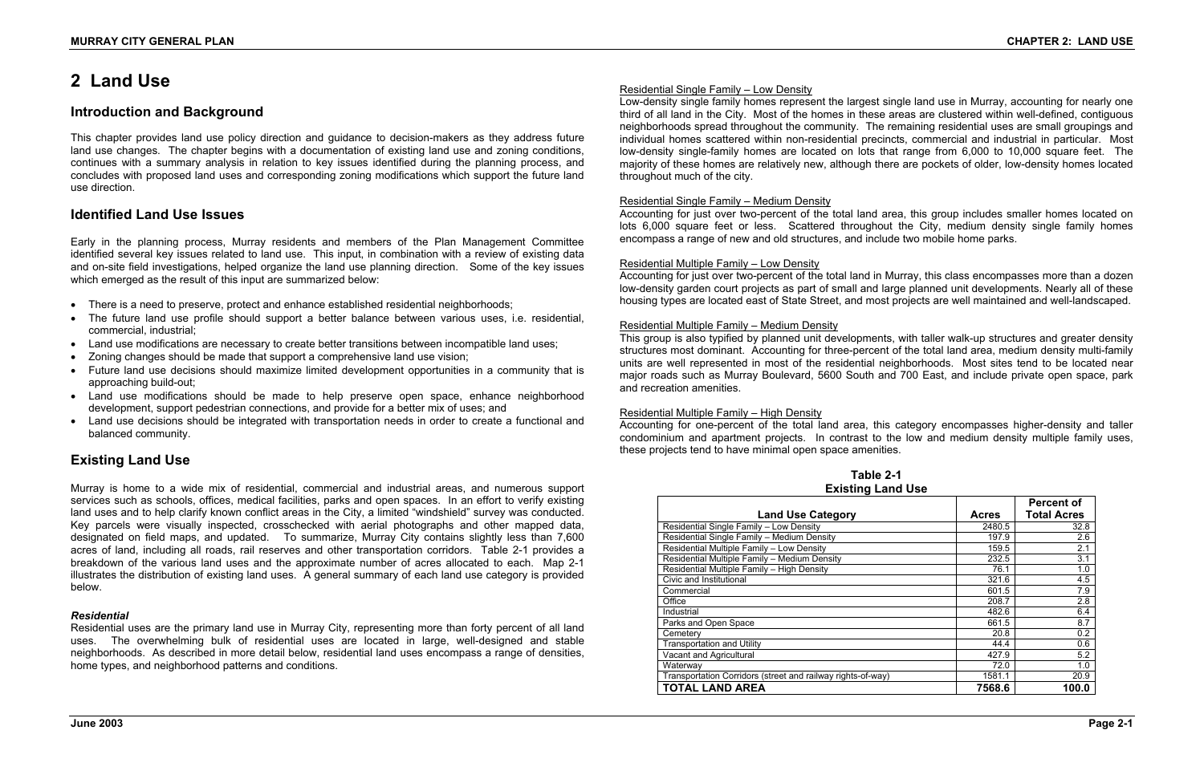# 2 Land Use

## Introduction and Background

This chapter provides land use policy direction and guidance to decision-makers as they address future land use changes. The chapter begins with a documentation of existing land use and zoning conditions, continues with a summary analysis in relation to key issues identified during the planning process, and concludes with proposed land uses and corresponding zoning modifications which support the future land use direction.

## Identified Land Use Issues

Early in the planning process, Murray residents and members of the Plan Management Committee identified several key issues related to land use. This input, in combination with a review of existing data and on-site field investigations, helped organize the land use planning direction. Some of the key issues which emerged as the result of this input are summarized below:

- There is a need to preserve, protect and enhance established residential neighborhoods;
- The future land use profile should support a better balance between various uses, i.e. residential, commercial, industrial;
- Land use modifications are necessary to create better transitions between incompatible land uses;
- Zoning changes should be made that support a comprehensive land use vision;
- Future land use decisions should maximize limited development opportunities in a community that is approaching build-out;
- Land use modifications should be made to help preserve open space, enhance neighborhood development, support pedestrian connections, and provide for a better mix of uses; and
- Land use decisions should be integrated with transportation needs in order to create a functional and balanced community.

## Existing Land Use

Murray is home to a wide mix of residential, commercial and industrial areas, and numerous support services such as schools, offices, medical facilities, parks and open spaces. In an effort to verify existing land uses and to help clarify known conflict areas in the City, a limited "windshield" survey was conducted. Key parcels were visually inspected, crosschecked with aerial photographs and other mapped data, designated on field maps, and updated. To summarize, Murray City contains slightly less than 7,600 acres of land, including all roads, rail reserves and other transportation corridors. Table 2-1 provides a breakdown of the various land uses and the approximate number of acres allocated to each. Map 2-1 illustrates the distribution of existing land uses. A general summary of each land use category is provided below.

### *Residential*

Residential uses are the primary land use in Murray City, representing more than forty percent of all land uses. The overwhelming bulk of residential uses are located in large, well-designed and stable neighborhoods. As described in more detail below, residential land uses encompass a range of densities, home types, and neighborhood patterns and conditions.

Residential Single Family – Low Density

Low-density single family homes represent the largest single land use in Murray, accounting for nearly one third of all land in the City. Most of the homes in these areas are clustered within well-defined, contiguous neighborhoods spread throughout the community. The remaining residential uses are small groupings and individual homes scattered within non-residential precincts, commercial and industrial in particular. Most low-density single-family homes are located on lots that range from 6,000 to 10,000 square feet. The majority of these homes are relatively new, although there are pockets of older, low-density homes located throughout much of the city.

Residential Single Family – Medium Density

Accounting for just over two-percent of the total land area, this group includes smaller homes located on lots 6,000 square feet or less. Scattered throughout the City, medium density single family homes encompass a range of new and old structures, and include two mobile home parks.

Residential Multiple Family – Low Density

Accounting for just over two-percent of the total land in Murray, this class encompasses more than a dozen low-density garden court projects as part of small and large planned unit developments. Nearly all of these housing types are located east of State Street, and most projects are well maintained and well-landscaped.

Residential Multiple Family – Medium Density

This group is also typified by planned unit developments, with taller walk-up structures and greater density structures most dominant. Accounting for three-percent of the total land area, medium density multi-family units are well represented in most of the residential neighborhoods. Most sites tend to be located near major roads such as Murray Boulevard, 5600 South and 700 East, and include private open space, park and recreation amenities.

Residential Multiple Family – High Density

Accounting for one-percent of the total land area, this category encompasses higher-density and taller condominium and apartment projects. In contrast to the low and medium density multiple family uses, these projects tend to have minimal open space amenities.

**Table 2-1**
**Existing Land Use**

| Land Use Category | Acres | Percent of Total Acres |
|---|---|---|
| Residential Single Family – Low Density | 2480.5 | 32.8 |
| Residential Single Family – Medium Density | 197.9 | 2.6 |
| Residential Multiple Family – Low Density | 159.5 | 2.1 |
| Residential Multiple Family – Medium Density | 232.5 | 3.1 |
| Residential Multiple Family – High Density | 76.1 | 1.0 |
| Civic and Institutional | 321.6 | 4.5 |
| Commercial | 601.5 | 7.9 |
| Office | 208.7 | 2.8 |
| Industrial | 482.6 | 6.4 |
| Parks and Open Space | 661.5 | 8.7 |
| Cemetery | 20.8 | 0.2 |
| Transportation and Utility | 44.4 | 0.6 |
| Vacant and Agricultural | 427.9 | 5.2 |
| Waterway | 72.0 | 1.0 |
| Transportation Corridors (street and railway rights-of-way) | 1581.1 | 20.9 |
| **TOTAL LAND AREA** | **7568.6** | **100.0** |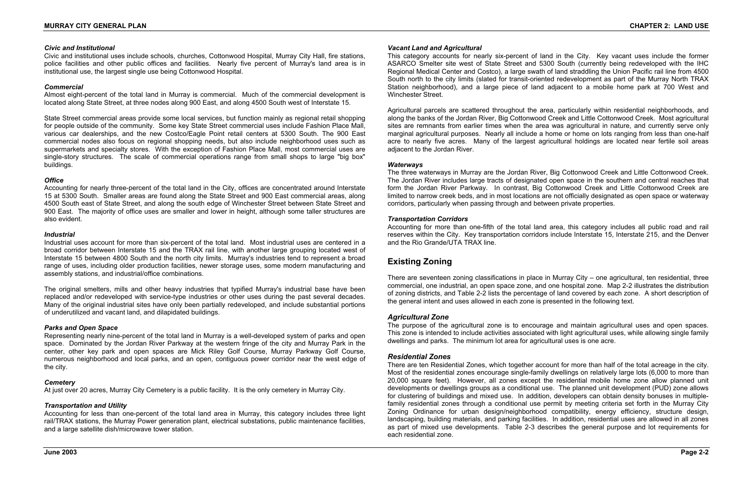### *Civic and Institutional*

Civic and institutional uses include schools, churches, Cottonwood Hospital, Murray City Hall, fire stations, police facilities and other public offices and facilities. Nearly five percent of Murray's land area is in institutional use, the largest single use being Cottonwood Hospital.

### *Commercial*

Almost eight-percent of the total land in Murray is commercial. Much of the commercial development is located along State Street, at three nodes along 900 East, and along 4500 South west of Interstate 15.

State Street commercial areas provide some local services, but function mainly as regional retail shopping for people outside of the community. Some key State Street commercial uses include Fashion Place Mall, various car dealerships, and the new Costco/Eagle Point retail centers at 5300 South. The 900 East commercial nodes also focus on regional shopping needs, but also include neighborhood uses such as supermarkets and specialty stores. With the exception of Fashion Place Mall, most commercial uses are single-story structures. The scale of commercial operations range from small shops to large "big box" buildings.

### *Office*

Accounting for nearly three-percent of the total land in the City, offices are concentrated around Interstate 15 at 5300 South. Smaller areas are found along the State Street and 900 East commercial areas, along 4500 South east of State Street, and along the south edge of Winchester Street between State Street and 900 East. The majority of office uses are smaller and lower in height, although some taller structures are also evident.

### *Industrial*

Industrial uses account for more than six-percent of the total land. Most industrial uses are centered in a broad corridor between Interstate 15 and the TRAX rail line, with another large grouping located west of Interstate 15 between 4800 South and the north city limits. Murray's industries tend to represent a broad range of uses, including older production facilities, newer storage uses, some modern manufacturing and assembly stations, and industrial/office combinations.

The original smelters, mills and other heavy industries that typified Murray's industrial base have been replaced and/or redeveloped with service-type industries or other uses during the past several decades. Many of the original industrial sites have only been partially redeveloped, and include substantial portions of underutilized and vacant land, and dilapidated buildings.

### *Parks and Open Space*

Representing nearly nine-percent of the total land in Murray is a well-developed system of parks and open space. Dominated by the Jordan River Parkway at the western fringe of the city and Murray Park in the center, other key park and open spaces are Mick Riley Golf Course, Murray Parkway Golf Course, numerous neighborhood and local parks, and an open, contiguous power corridor near the west edge of the city.

### *Cemetery*

At just over 20 acres, Murray City Cemetery is a public facility. It is the only cemetery in Murray City.

### *Transportation and Utility*

Accounting for less than one-percent of the total land area in Murray, this category includes three light rail/TRAX stations, the Murray Power generation plant, electrical substations, public maintenance facilities, and a large satellite dish/microwave tower station.

### *Vacant Land and Agricultural*

This category accounts for nearly six-percent of land in the City. Key vacant uses include the former ASARCO Smelter site west of State Street and 5300 South (currently being redeveloped with the IHC Regional Medical Center and Costco), a large swath of land straddling the Union Pacific rail line from 4500 South north to the city limits (slated for transit-oriented redevelopment as part of the Murray North TRAX Station neighborhood), and a large piece of land adjacent to a mobile home park at 700 West and Winchester Street.

Agricultural parcels are scattered throughout the area, particularly within residential neighborhoods, and along the banks of the Jordan River, Big Cottonwood Creek and Little Cottonwood Creek. Most agricultural sites are remnants from earlier times when the area was agricultural in nature, and currently serve only marginal agricultural purposes. Nearly all include a home or home on lots ranging from less than one-half acre to nearly five acres. Many of the largest agricultural holdings are located near fertile soil areas adjacent to the Jordan River.

### *Waterways*

The three waterways in Murray are the Jordan River, Big Cottonwood Creek and Little Cottonwood Creek. The Jordan River includes large tracts of designated open space in the southern and central reaches that form the Jordan River Parkway. In contrast, Big Cottonwood Creek and Little Cottonwood Creek are limited to narrow creek beds, and in most locations are not officially designated as open space or waterway corridors, particularly when passing through and between private properties.

### *Transportation Corridors*

Accounting for more than one-fifth of the total land area, this category includes all public road and rail reserves within the City. Key transportation corridors include Interstate 15, Interstate 215, and the Denver and the Rio Grande/UTA TRAX line.

## Existing Zoning

There are seventeen zoning classifications in place in Murray City – one agricultural, ten residential, three commercial, one industrial, an open space zone, and one hospital zone. Map 2-2 illustrates the distribution of zoning districts, and Table 2-2 lists the percentage of land covered by each zone. A short description of the general intent and uses allowed in each zone is presented in the following text.

### *Agricultural Zone*

The purpose of the agricultural zone is to encourage and maintain agricultural uses and open spaces. This zone is intended to include activities associated with light agricultural uses, while allowing single family dwellings and parks. The minimum lot area for agricultural uses is one acre.

### *Residential Zones*

There are ten Residential Zones, which together account for more than half of the total acreage in the city. Most of the residential zones encourage single-family dwellings on relatively large lots (6,000 to more than 20,000 square feet). However, all zones except the residential mobile home zone allow planned unit developments or dwellings groups as a conditional use. The planned unit development (PUD) zone allows for clustering of buildings and mixed use. In addition, developers can obtain density bonuses in multiple-family residential zones through a conditional use permit by meeting criteria set forth in the Murray City Zoning Ordinance for urban design/neighborhood compatibility, energy efficiency, structure design, landscaping, building materials, and parking facilities. In addition, residential uses are allowed in all zones as part of mixed use developments. Table 2-3 describes the general purpose and lot requirements for each residential zone.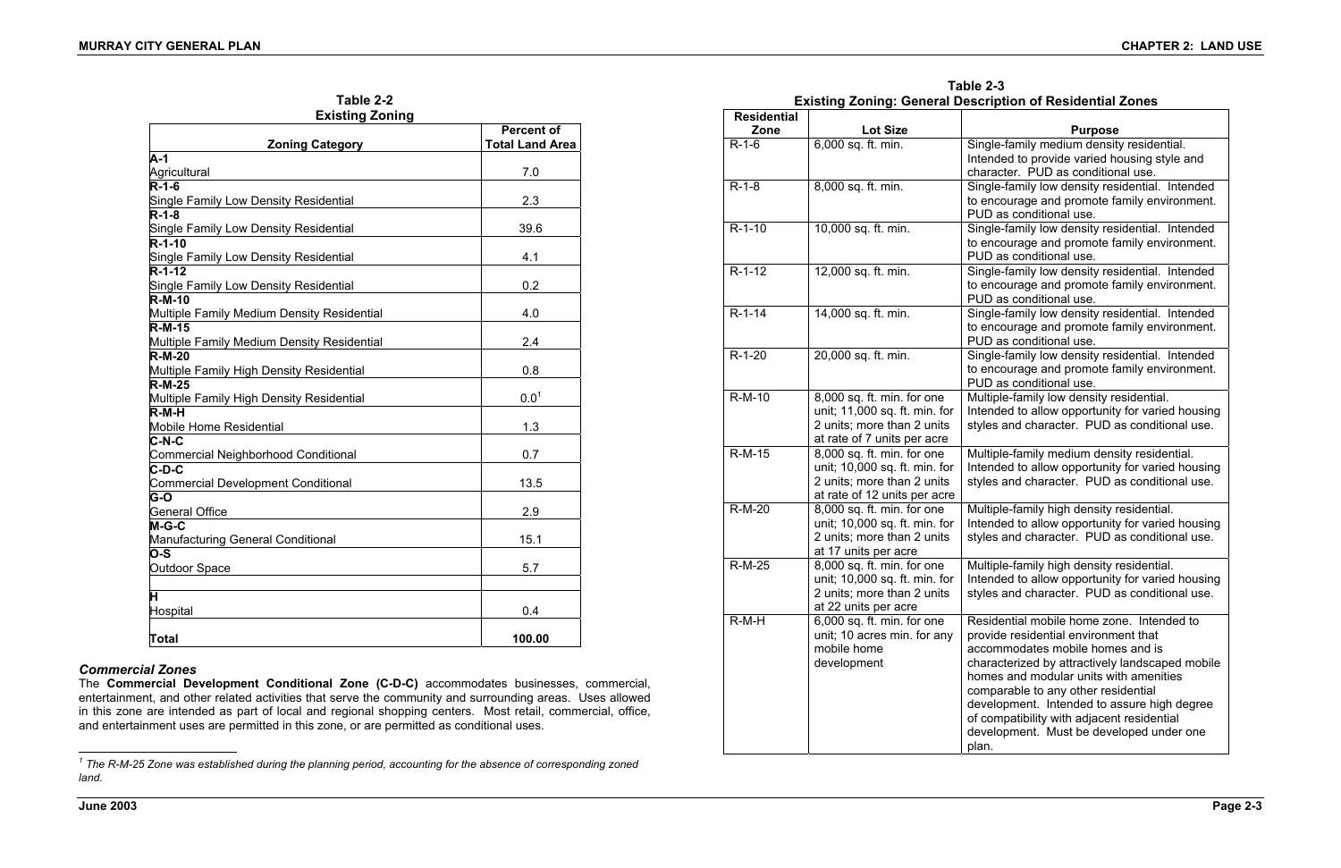**Table 2-2**
**Existing Zoning**

| Zoning Category | Percent of Total Land Area |
|---|---|
| **A-1** Agricultural | 7.0 |
| **R-1-6** Single Family Low Density Residential | 2.3 |
| **R-1-8** Single Family Low Density Residential | 39.6 |
| **R-1-10** Single Family Low Density Residential | 4.1 |
| **R-1-12** Single Family Low Density Residential | 0.2 |
| **R-M-10** Multiple Family Medium Density Residential | 4.0 |
| **R-M-15** Multiple Family Medium Density Residential | 2.4 |
| **R-M-20** Multiple Family High Density Residential | 0.8 |
| **R-M-25** Multiple Family High Density Residential | 0.0[1] |
| **R-M-H** Mobile Home Residential | 1.3 |
| **C-N-C** Commercial Neighborhood Conditional | 0.7 |
| **C-D-C** Commercial Development Conditional | 13.5 |
| **G-O** General Office | 2.9 |
| **M-G-C** Manufacturing General Conditional | 15.1 |
| **O-S** Outdoor Space | 5.7 |
| | |
| **H** Hospital | 0.4 |
| **Total** | **100.00** |

### *Commercial Zones*

The **Commercial Development Conditional Zone (C-D-C)** accommodates businesses, commercial, entertainment, and other related activities that serve the community and surrounding areas. Uses allowed in this zone are intended as part of local and regional shopping centers. Most retail, commercial, office, and entertainment uses are permitted in this zone, or are permitted as conditional uses.

[1] *The R-M-25 Zone was established during the planning period, accounting for the absence of corresponding zoned land.*

**Table 2-3**
**Existing Zoning: General Description of Residential Zones**

| Residential Zone | Lot Size | Purpose |
|---|---|---|
| R-1-6 | 6,000 sq. ft. min. | Single-family medium density residential. Intended to provide varied housing style and character. PUD as conditional use. |
| R-1-8 | 8,000 sq. ft. min. | Single-family low density residential. Intended to encourage and promote family environment. PUD as conditional use. |
| R-1-10 | 10,000 sq. ft. min. | Single-family low density residential. Intended to encourage and promote family environment. PUD as conditional use. |
| R-1-12 | 12,000 sq. ft. min. | Single-family low density residential. Intended to encourage and promote family environment. PUD as conditional use. |
| R-1-14 | 14,000 sq. ft. min. | Single-family low density residential. Intended to encourage and promote family environment. PUD as conditional use. |
| R-1-20 | 20,000 sq. ft. min. | Single-family low density residential. Intended to encourage and promote family environment. PUD as conditional use. |
| R-M-10 | 8,000 sq. ft. min. for one unit; 11,000 sq. ft. min. for 2 units; more than 2 units at rate of 7 units per acre | Multiple-family low density residential. Intended to allow opportunity for varied housing styles and character. PUD as conditional use. |
| R-M-15 | 8,000 sq. ft. min. for one unit; 10,000 sq. ft. min. for 2 units; more than 2 units at rate of 12 units per acre | Multiple-family medium density residential. Intended to allow opportunity for varied housing styles and character. PUD as conditional use. |
| R-M-20 | 8,000 sq. ft. min. for one unit; 10,000 sq. ft. min. for 2 units; more than 2 units at 17 units per acre | Multiple-family high density residential. Intended to allow opportunity for varied housing styles and character. PUD as conditional use. |
| R-M-25 | 8,000 sq. ft. min. for one unit; 10,000 sq. ft. min. for 2 units; more than 2 units at 22 units per acre | Multiple-family high density residential. Intended to allow opportunity for varied housing styles and character. PUD as conditional use. |
| R-M-H | 6,000 sq. ft. min. for one unit; 10 acres min. for any mobile home development | Residential mobile home zone. Intended to provide residential environment that accommodates mobile homes and is characterized by attractively landscaped mobile homes and modular units with amenities comparable to any other residential development. Intended to assure high degree of compatibility with adjacent residential development. Must be developed under one plan. |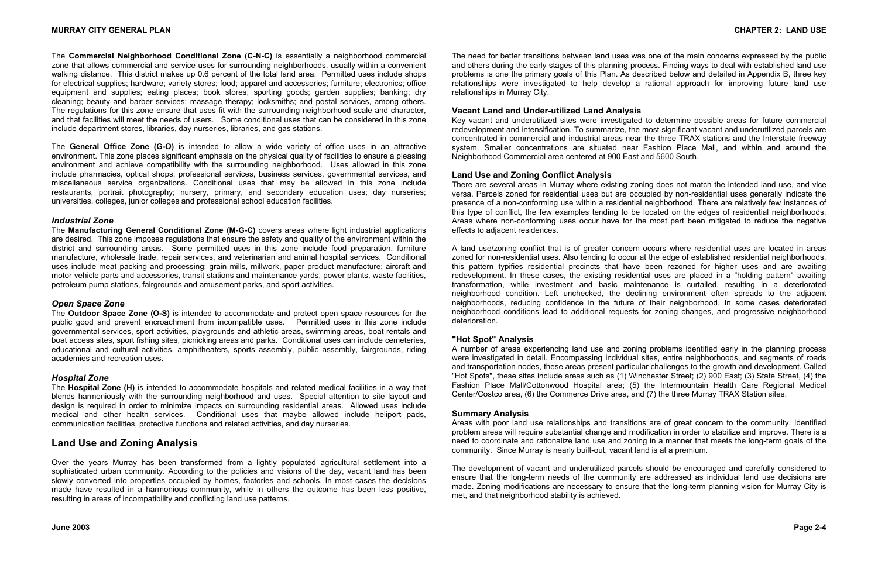The **Commercial Neighborhood Conditional Zone (C-N-C)** is essentially a neighborhood commercial zone that allows commercial and service uses for surrounding neighborhoods, usually within a convenient walking distance. This district makes up 0.6 percent of the total land area. Permitted uses include shops for electrical supplies; hardware; variety stores; food; apparel and accessories; furniture; electronics; office equipment and supplies; eating places; book stores; sporting goods; garden supplies; banking; dry cleaning; beauty and barber services; massage therapy; locksmiths; and postal services, among others. The regulations for this zone ensure that uses fit with the surrounding neighborhood scale and character, and that facilities will meet the needs of users. Some conditional uses that can be considered in this zone include department stores, libraries, day nurseries, libraries, and gas stations.

The **General Office Zone (G-O)** is intended to allow a wide variety of office uses in an attractive environment. This zone places significant emphasis on the physical quality of facilities to ensure a pleasing environment and achieve compatibility with the surrounding neighborhood. Uses allowed in this zone include pharmacies, optical shops, professional services, business services, governmental services, and miscellaneous service organizations. Conditional uses that may be allowed in this zone include restaurants, portrait photography; nursery, primary, and secondary education uses; day nurseries; universities, colleges, junior colleges and professional school education facilities.

### *Industrial Zone*

The **Manufacturing General Conditional Zone (M-G-C)** covers areas where light industrial applications are desired. This zone imposes regulations that ensure the safety and quality of the environment within the district and surrounding areas. Some permitted uses in this zone include food preparation, furniture manufacture, wholesale trade, repair services, and veterinarian and animal hospital services. Conditional uses include meat packing and processing; grain mills, millwork, paper product manufacture; aircraft and motor vehicle parts and accessories, transit stations and maintenance yards, power plants, waste facilities, petroleum pump stations, fairgrounds and amusement parks, and sport activities.

### *Open Space Zone*

The **Outdoor Space Zone (O-S)** is intended to accommodate and protect open space resources for the public good and prevent encroachment from incompatible uses. Permitted uses in this zone include governmental services, sport activities, playgrounds and athletic areas, swimming areas, boat rentals and boat access sites, sport fishing sites, picnicking areas and parks. Conditional uses can include cemeteries, educational and cultural activities, amphitheaters, sports assembly, public assembly, fairgrounds, riding academies and recreation uses.

### *Hospital Zone*

The **Hospital Zone (H)** is intended to accommodate hospitals and related medical facilities in a way that blends harmoniously with the surrounding neighborhood and uses. Special attention to site layout and design is required in order to minimize impacts on surrounding residential areas. Allowed uses include medical and other health services. Conditional uses that maybe allowed include heliport pads, communication facilities, protective functions and related activities, and day nurseries.

## Land Use and Zoning Analysis

Over the years Murray has been transformed from a lightly populated agricultural settlement into a sophisticated urban community. According to the policies and visions of the day, vacant land has been slowly converted into properties occupied by homes, factories and schools. In most cases the decisions made have resulted in a harmonious community, while in others the outcome has been less positive, resulting in areas of incompatibility and conflicting land use patterns.

The need for better transitions between land uses was one of the main concerns expressed by the public and others during the early stages of this planning process. Finding ways to deal with established land use problems is one the primary goals of this Plan. As described below and detailed in Appendix B, three key relationships were investigated to help develop a rational approach for improving future land use relationships in Murray City.

### Vacant Land and Under-utilized Land Analysis

Key vacant and underutilized sites were investigated to determine possible areas for future commercial redevelopment and intensification. To summarize, the most significant vacant and underutilized parcels are concentrated in commercial and industrial areas near the three TRAX stations and the Interstate freeway system. Smaller concentrations are situated near Fashion Place Mall, and within and around the Neighborhood Commercial area centered at 900 East and 5600 South.

### Land Use and Zoning Conflict Analysis

There are several areas in Murray where existing zoning does not match the intended land use, and vice versa. Parcels zoned for residential uses but are occupied by non-residential uses generally indicate the presence of a non-conforming use within a residential neighborhood. There are relatively few instances of this type of conflict, the few examples tending to be located on the edges of residential neighborhoods. Areas where non-conforming uses occur have for the most part been mitigated to reduce the negative effects to adjacent residences.

A land use/zoning conflict that is of greater concern occurs where residential uses are located in areas zoned for non-residential uses. Also tending to occur at the edge of established residential neighborhoods, this pattern typifies residential precincts that have been rezoned for higher uses and are awaiting redevelopment. In these cases, the existing residential uses are placed in a "holding pattern" awaiting transformation, while investment and basic maintenance is curtailed, resulting in a deteriorated neighborhood condition. Left unchecked, the declining environment often spreads to the adjacent neighborhoods, reducing confidence in the future of their neighborhood. In some cases deteriorated neighborhood conditions lead to additional requests for zoning changes, and progressive neighborhood deterioration.

### "Hot Spot" Analysis

A number of areas experiencing land use and zoning problems identified early in the planning process were investigated in detail. Encompassing individual sites, entire neighborhoods, and segments of roads and transportation nodes, these areas present particular challenges to the growth and development. Called "Hot Spots", these sites include areas such as (1) Winchester Street; (2) 900 East; (3) State Street, (4) the Fashion Place Mall/Cottonwood Hospital area; (5) the Intermountain Health Care Regional Medical Center/Costco area, (6) the Commerce Drive area, and (7) the three Murray TRAX Station sites.

### Summary Analysis

Areas with poor land use relationships and transitions are of great concern to the community. Identified problem areas will require substantial change and modification in order to stabilize and improve. There is a need to coordinate and rationalize land use and zoning in a manner that meets the long-term goals of the community. Since Murray is nearly built-out, vacant land is at a premium.

The development of vacant and underutilized parcels should be encouraged and carefully considered to ensure that the long-term needs of the community are addressed as individual land use decisions are made. Zoning modifications are necessary to ensure that the long-term planning vision for Murray City is met, and that neighborhood stability is achieved.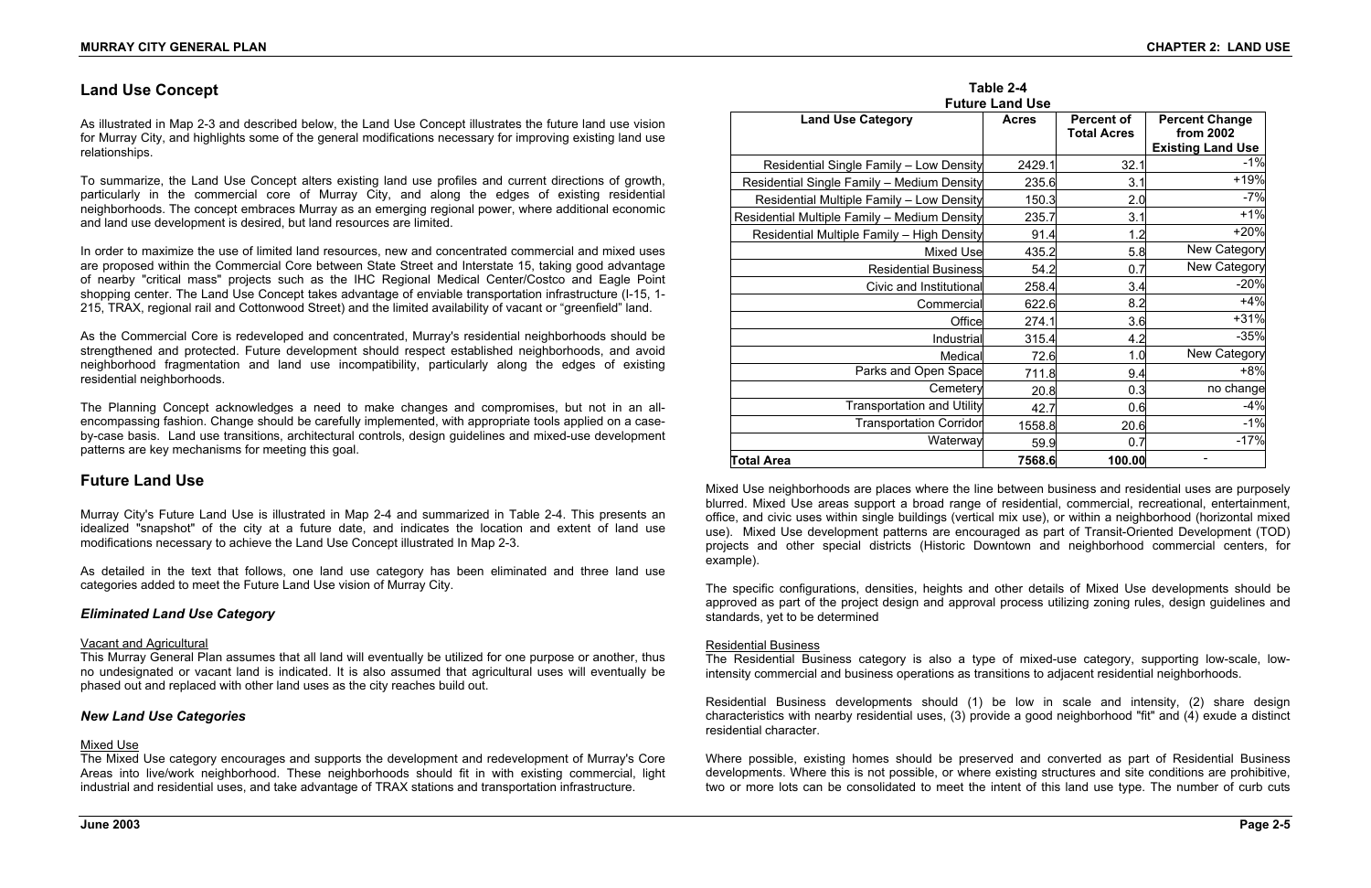## Land Use Concept

As illustrated in Map 2-3 and described below, the Land Use Concept illustrates the future land use vision for Murray City, and highlights some of the general modifications necessary for improving existing land use relationships.

To summarize, the Land Use Concept alters existing land use profiles and current directions of growth, particularly in the commercial core of Murray City, and along the edges of existing residential neighborhoods. The concept embraces Murray as an emerging regional power, where additional economic and land use development is desired, but land resources are limited.

In order to maximize the use of limited land resources, new and concentrated commercial and mixed uses are proposed within the Commercial Core between State Street and Interstate 15, taking good advantage of nearby "critical mass" projects such as the IHC Regional Medical Center/Costco and Eagle Point shopping center. The Land Use Concept takes advantage of enviable transportation infrastructure (I-15, 1-215, TRAX, regional rail and Cottonwood Street) and the limited availability of vacant or "greenfield" land.

As the Commercial Core is redeveloped and concentrated, Murray's residential neighborhoods should be strengthened and protected. Future development should respect established neighborhoods, and avoid neighborhood fragmentation and land use incompatibility, particularly along the edges of existing residential neighborhoods.

The Planning Concept acknowledges a need to make changes and compromises, but not in an all-encompassing fashion. Change should be carefully implemented, with appropriate tools applied on a case-by-case basis. Land use transitions, architectural controls, design guidelines and mixed-use development patterns are key mechanisms for meeting this goal.

## Future Land Use

Murray City's Future Land Use is illustrated in Map 2-4 and summarized in Table 2-4. This presents an idealized "snapshot" of the city at a future date, and indicates the location and extent of land use modifications necessary to achieve the Land Use Concept illustrated In Map 2-3.

As detailed in the text that follows, one land use category has been eliminated and three land use categories added to meet the Future Land Use vision of Murray City.

### *Eliminated Land Use Category*

Vacant and Agricultural

This Murray General Plan assumes that all land will eventually be utilized for one purpose or another, thus no undesignated or vacant land is indicated. It is also assumed that agricultural uses will eventually be phased out and replaced with other land uses as the city reaches build out.

### *New Land Use Categories*

Mixed Use

The Mixed Use category encourages and supports the development and redevelopment of Murray's Core Areas into live/work neighborhood. These neighborhoods should fit in with existing commercial, light industrial and residential uses, and take advantage of TRAX stations and transportation infrastructure.

**Table 2-4**
**Future Land Use**

| Land Use Category | Acres | Percent of Total Acres | Percent Change from 2002 Existing Land Use |
|---|---|---|---|
| Residential Single Family – Low Density | 2429.1 | 32.1 | -1% |
| Residential Single Family – Medium Density | 235.6 | 3.1 | +19% |
| Residential Multiple Family – Low Density | 150.3 | 2.0 | -7% |
| Residential Multiple Family – Medium Density | 235.7 | 3.1 | +1% |
| Residential Multiple Family – High Density | 91.4 | 1.2 | +20% |
| Mixed Use | 435.2 | 5.8 | New Category |
| Residential Business | 54.2 | 0.7 | New Category |
| Civic and Institutional | 258.4 | 3.4 | -20% |
| Commercial | 622.6 | 8.2 | +4% |
| Office | 274.1 | 3.6 | +31% |
| Industrial | 315.4 | 4.2 | -35% |
| Medical | 72.6 | 1.0 | New Category |
| Parks and Open Space | 711.8 | 9.4 | +8% |
| Cemetery | 20.8 | 0.3 | no change |
| Transportation and Utility | 42.7 | 0.6 | -4% |
| Transportation Corridor | 1558.8 | 20.6 | -1% |
| Waterway | 59.9 | 0.7 | -17% |
| **Total Area** | **7568.6** | **100.00** | - |

Mixed Use neighborhoods are places where the line between business and residential uses are purposely blurred. Mixed Use areas support a broad range of residential, commercial, recreational, entertainment, office, and civic uses within single buildings (vertical mix use), or within a neighborhood (horizontal mixed use). Mixed Use development patterns are encouraged as part of Transit-Oriented Development (TOD) projects and other special districts (Historic Downtown and neighborhood commercial centers, for example).

The specific configurations, densities, heights and other details of Mixed Use developments should be approved as part of the project design and approval process utilizing zoning rules, design guidelines and standards, yet to be determined

Residential Business

The Residential Business category is also a type of mixed-use category, supporting low-scale, low-intensity commercial and business operations as transitions to adjacent residential neighborhoods.

Residential Business developments should (1) be low in scale and intensity, (2) share design characteristics with nearby residential uses, (3) provide a good neighborhood "fit" and (4) exude a distinct residential character.

Where possible, existing homes should be preserved and converted as part of Residential Business developments. Where this is not possible, or where existing structures and site conditions are prohibitive, two or more lots can be consolidated to meet the intent of this land use type. The number of curb cuts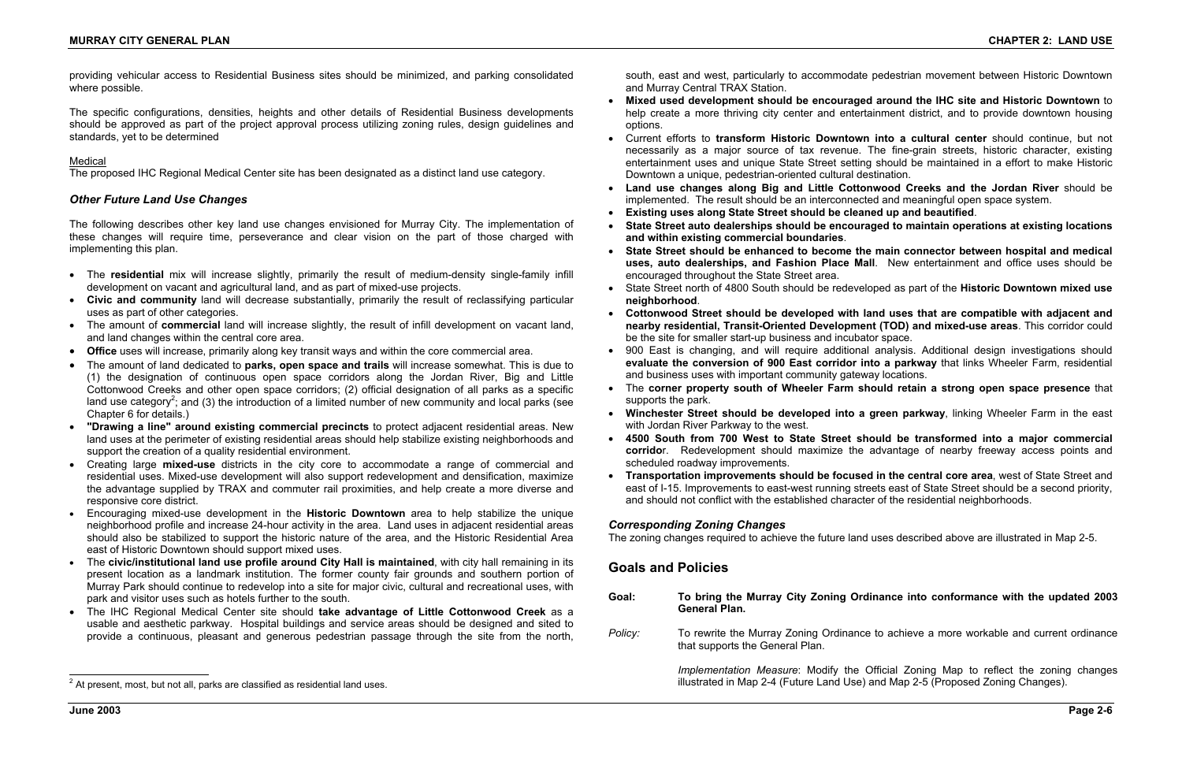providing vehicular access to Residential Business sites should be minimized, and parking consolidated where possible.

The specific configurations, densities, heights and other details of Residential Business developments should be approved as part of the project approval process utilizing zoning rules, design guidelines and standards, yet to be determined

Medical

The proposed IHC Regional Medical Center site has been designated as a distinct land use category.

### *Other Future Land Use Changes*

The following describes other key land use changes envisioned for Murray City. The implementation of these changes will require time, perseverance and clear vision on the part of those charged with implementing this plan.

- The **residential** mix will increase slightly, primarily the result of medium-density single-family infill development on vacant and agricultural land, and as part of mixed-use projects.
- **Civic and community** land will decrease substantially, primarily the result of reclassifying particular uses as part of other categories.
- The amount of **commercial** land will increase slightly, the result of infill development on vacant land, and land changes within the central core area.
- **Office** uses will increase, primarily along key transit ways and within the core commercial area.
- The amount of land dedicated to **parks, open space and trails** will increase somewhat. This is due to (1) the designation of continuous open space corridors along the Jordan River, Big and Little Cottonwood Creeks and other open space corridors; (2) official designation of all parks as a specific land use category[2]; and (3) the introduction of a limited number of new community and local parks (see Chapter 6 for details.)
- **"Drawing a line" around existing commercial precincts** to protect adjacent residential areas. New land uses at the perimeter of existing residential areas should help stabilize existing neighborhoods and support the creation of a quality residential environment.
- Creating large **mixed-use** districts in the city core to accommodate a range of commercial and residential uses. Mixed-use development will also support redevelopment and densification, maximize the advantage supplied by TRAX and commuter rail proximities, and help create a more diverse and responsive core district.
- Encouraging mixed-use development in the **Historic Downtown** area to help stabilize the unique neighborhood profile and increase 24-hour activity in the area. Land uses in adjacent residential areas should also be stabilized to support the historic nature of the area, and the Historic Residential Area east of Historic Downtown should support mixed uses.
- The **civic/institutional land use profile around City Hall is maintained**, with city hall remaining in its present location as a landmark institution. The former county fair grounds and southern portion of Murray Park should continue to redevelop into a site for major civic, cultural and recreational uses, with park and visitor uses such as hotels further to the south.
- The IHC Regional Medical Center site should **take advantage of Little Cottonwood Creek** as a usable and aesthetic parkway. Hospital buildings and service areas should be designed and sited to provide a continuous, pleasant and generous pedestrian passage through the site from the north, south, east and west, particularly to accommodate pedestrian movement between Historic Downtown and Murray Central TRAX Station.
- **Mixed used development should be encouraged around the IHC site and Historic Downtown** to help create a more thriving city center and entertainment district, and to provide downtown housing options.
- Current efforts to **transform Historic Downtown into a cultural center** should continue, but not necessarily as a major source of tax revenue. The fine-grain streets, historic character, existing entertainment uses and unique State Street setting should be maintained in a effort to make Historic Downtown a unique, pedestrian-oriented cultural destination.
- **Land use changes along Big and Little Cottonwood Creeks and the Jordan River** should be implemented. The result should be an interconnected and meaningful open space system.
- **Existing uses along State Street should be cleaned up and beautified**.
- **State Street auto dealerships should be encouraged to maintain operations at existing locations and within existing commercial boundaries**.
- **State Street should be enhanced to become the main connector between hospital and medical uses, auto dealerships, and Fashion Place Mall**. New entertainment and office uses should be encouraged throughout the State Street area.
- State Street north of 4800 South should be redeveloped as part of the **Historic Downtown mixed use neighborhood**.
- **Cottonwood Street should be developed with land uses that are compatible with adjacent and nearby residential, Transit-Oriented Development (TOD) and mixed-use areas**. This corridor could be the site for smaller start-up business and incubator space.
- 900 East is changing, and will require additional analysis. Additional design investigations should **evaluate the conversion of 900 East corridor into a parkway** that links Wheeler Farm, residential and business uses with important community gateway locations.
- The **corner property south of Wheeler Farm should retain a strong open space presence** that supports the park.
- **Winchester Street should be developed into a green parkway**, linking Wheeler Farm in the east with Jordan River Parkway to the west.
- **4500 South from 700 West to State Street should be transformed into a major commercial corridor**. Redevelopment should maximize the advantage of nearby freeway access points and scheduled roadway improvements.
- **Transportation improvements should be focused in the central core area**, west of State Street and east of I-15. Improvements to east-west running streets east of State Street should be a second priority, and should not conflict with the established character of the residential neighborhoods.

### *Corresponding Zoning Changes*

The zoning changes required to achieve the future land uses described above are illustrated in Map 2-5.

## Goals and Policies

**Goal:** **To bring the Murray City Zoning Ordinance into conformance with the updated 2003 General Plan.**

*Policy:* To rewrite the Murray Zoning Ordinance to achieve a more workable and current ordinance that supports the General Plan.

*Implementation Measure*: Modify the Official Zoning Map to reflect the zoning changes illustrated in Map 2-4 (Future Land Use) and Map 2-5 (Proposed Zoning Changes).

---

[2] At present, most, but not all, parks are classified as residential land uses.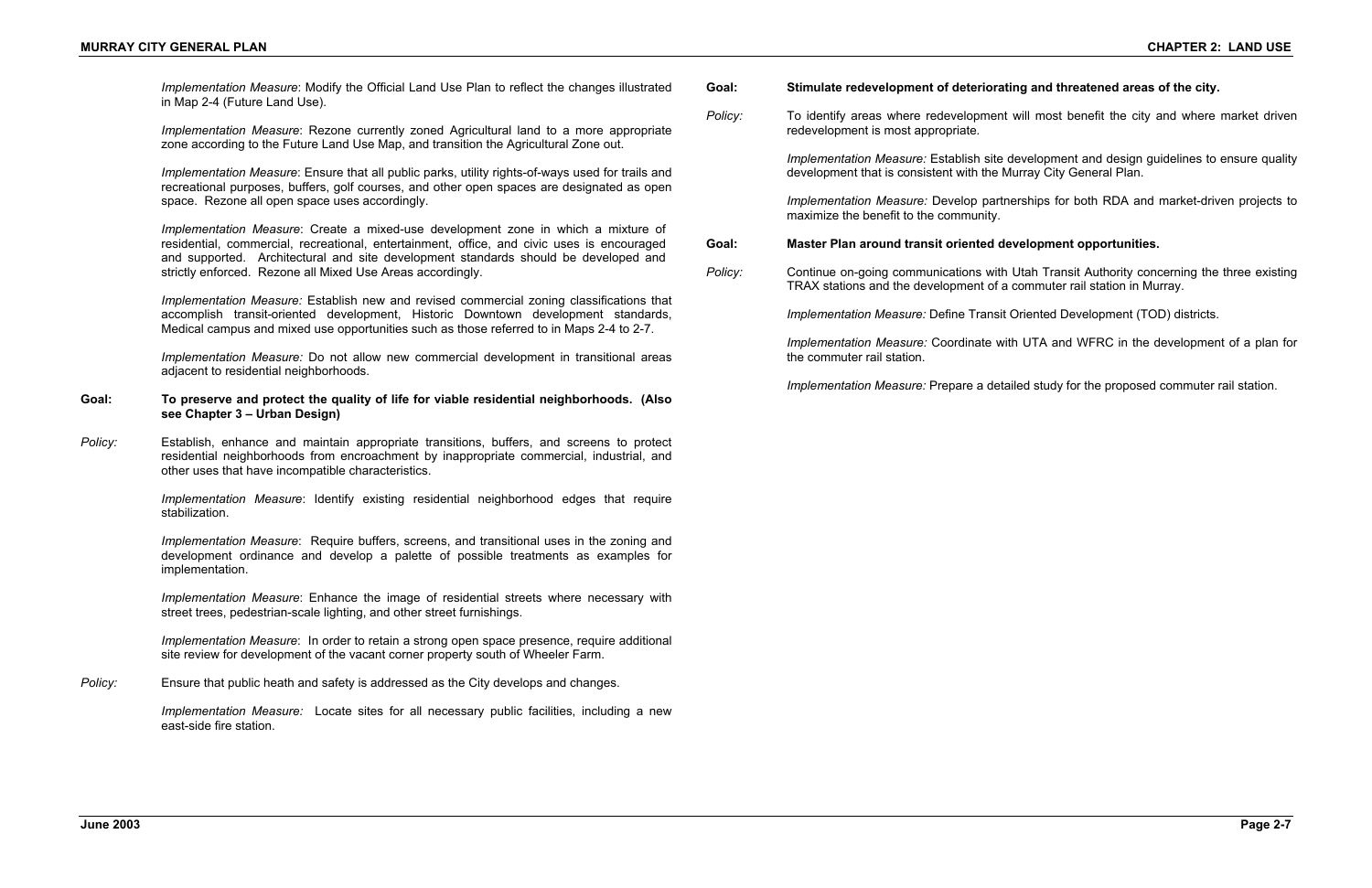*Implementation Measure*: Modify the Official Land Use Plan to reflect the changes illustrated in Map 2-4 (Future Land Use).

*Implementation Measure*: Rezone currently zoned Agricultural land to a more appropriate zone according to the Future Land Use Map, and transition the Agricultural Zone out.

*Implementation Measure*: Ensure that all public parks, utility rights-of-ways used for trails and recreational purposes, buffers, golf courses, and other open spaces are designated as open space. Rezone all open space uses accordingly.

*Implementation Measure*: Create a mixed-use development zone in which a mixture of residential, commercial, recreational, entertainment, office, and civic uses is encouraged and supported. Architectural and site development standards should be developed and strictly enforced. Rezone all Mixed Use Areas accordingly.

*Implementation Measure:* Establish new and revised commercial zoning classifications that accomplish transit-oriented development, Historic Downtown development standards, Medical campus and mixed use opportunities such as those referred to in Maps 2-4 to 2-7.

*Implementation Measure:* Do not allow new commercial development in transitional areas adjacent to residential neighborhoods.

**Goal: To preserve and protect the quality of life for viable residential neighborhoods. (Also see Chapter 3 – Urban Design)**

*Policy:* Establish, enhance and maintain appropriate transitions, buffers, and screens to protect residential neighborhoods from encroachment by inappropriate commercial, industrial, and other uses that have incompatible characteristics.

*Implementation Measure*: Identify existing residential neighborhood edges that require stabilization.

*Implementation Measure*: Require buffers, screens, and transitional uses in the zoning and development ordinance and develop a palette of possible treatments as examples for implementation.

*Implementation Measure*: Enhance the image of residential streets where necessary with street trees, pedestrian-scale lighting, and other street furnishings.

*Implementation Measure*: In order to retain a strong open space presence, require additional site review for development of the vacant corner property south of Wheeler Farm.

*Policy:* Ensure that public heath and safety is addressed as the City develops and changes.

*Implementation Measure:* Locate sites for all necessary public facilities, including a new east-side fire station.

**Goal: Stimulate redevelopment of deteriorating and threatened areas of the city.**

*Policy:* To identify areas where redevelopment will most benefit the city and where market driven redevelopment is most appropriate.

*Implementation Measure:* Establish site development and design guidelines to ensure quality development that is consistent with the Murray City General Plan.

*Implementation Measure:* Develop partnerships for both RDA and market-driven projects to maximize the benefit to the community.

**Goal: Master Plan around transit oriented development opportunities.**

*Policy:* Continue on-going communications with Utah Transit Authority concerning the three existing TRAX stations and the development of a commuter rail station in Murray.

*Implementation Measure:* Define Transit Oriented Development (TOD) districts.

*Implementation Measure:* Coordinate with UTA and WFRC in the development of a plan for the commuter rail station.

*Implementation Measure:* Prepare a detailed study for the proposed commuter rail station.